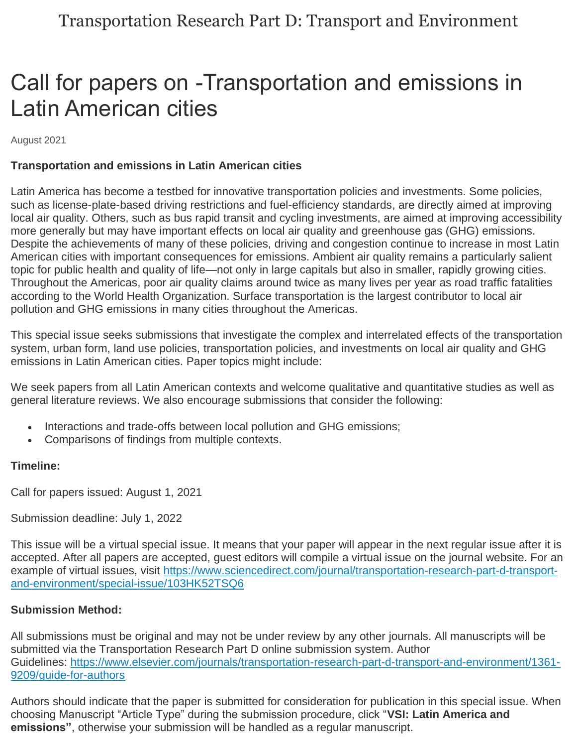Transportation Research Part D: Transport and Environment

# Call for papers on -Transportation and emissions in Latin American cities

August 2021

**Transportation and emissions in Latin American cities**

Latin America has become a testbed for innovative transportation policies and investments. Some policies, such as license-plate-based driving restrictions and fuel-efficiency standards, are directly aimed at improving local air quality. Others, such as bus rapid transit and cycling investments, are aimed at improving accessibility more generally but may have important effects on local air quality and greenhouse gas (GHG) emissions. Despite the achievements of many of these policies, driving and congestion continue to increase in most Latin American cities with important consequences for emissions. Ambient air quality remains a particularly salient topic for public health and quality of life—not only in large capitals but also in smaller, rapidly growing cities. Throughout the Americas, poor air quality claims around twice as many lives per year as road traffic fatalities according to the World Health Organization. Surface transportation is the largest contributor to local air pollution and GHG emissions in many cities throughout the Americas.

This special issue seeks submissions that investigate the complex and interrelated effects of the transportation system, urban form, land use policies, transportation policies, and investments on local air quality and GHG emissions in Latin American cities. Paper topics might include:

We seek papers from all Latin American contexts and welcome qualitative and quantitative studies as well as general literature reviews. We also encourage submissions that consider the following:

- Interactions and trade-offs between local pollution and GHG emissions;
- Comparisons of findings from multiple contexts.

**Timeline:**

Call for papers issued: August 1, 2021

Submission deadline: July 1, 2022

This issue will be a virtual special issue. It means that your paper will appear in the next regular issue after it is accepted. After all papers are accepted, guest editors will compile a virtual issue on the journal website. For an example of virtual issues, visit [https://www.sciencedirect.com/journal/transportation-research-part-d-transport-and-environment/special-issue/103HK52TSQ6](https://www.sciencedirect.com/journal/transportation-research-part-d-transport-and-environment/special-issue/103HK52TSQ6)

**Submission Method:**

All submissions must be original and may not be under review by any other journals. All manuscripts will be submitted via the Transportation Research Part D online submission system. Author Guidelines: [https://www.elsevier.com/journals/transportation-research-part-d-transport-and-environment/1361-9209/guide-for-authors](https://www.elsevier.com/journals/transportation-research-part-d-transport-and-environment/1361-9209/guide-for-authors)

Authors should indicate that the paper is submitted for consideration for publication in this special issue. When choosing Manuscript "Article Type" during the submission procedure, click "**VSI: Latin America and emissions"**, otherwise your submission will be handled as a regular manuscript.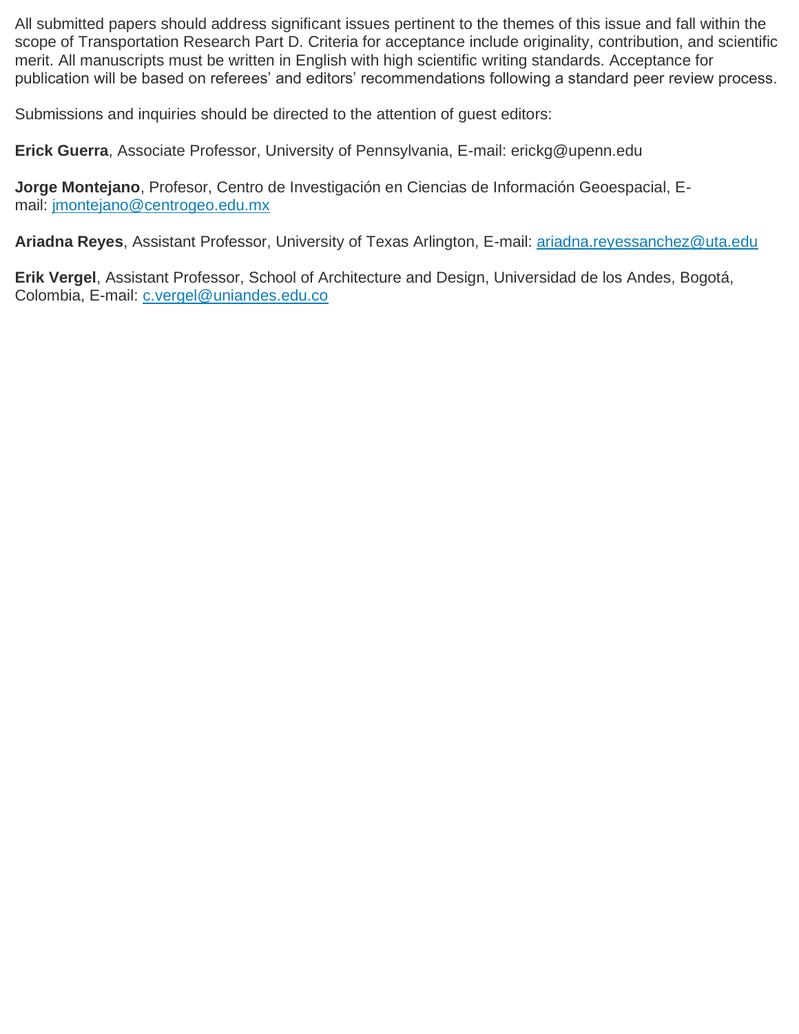All submitted papers should address significant issues pertinent to the themes of this issue and fall within the scope of Transportation Research Part D. Criteria for acceptance include originality, contribution, and scientific merit. All manuscripts must be written in English with high scientific writing standards. Acceptance for publication will be based on referees' and editors' recommendations following a standard peer review process.

Submissions and inquiries should be directed to the attention of guest editors:

**Erick Guerra**, Associate Professor, University of Pennsylvania, E-mail: erickg@upenn.edu

**Jorge Montejano**, Profesor, Centro de Investigación en Ciencias de Información Geoespacial, E-mail: jmontejano@centrogeo.edu.mx

**Ariadna Reyes**, Assistant Professor, University of Texas Arlington, E-mail: ariadna.reyessanchez@uta.edu

**Erik Vergel**, Assistant Professor, School of Architecture and Design, Universidad de los Andes, Bogotá, Colombia, E-mail: c.vergel@uniandes.edu.co